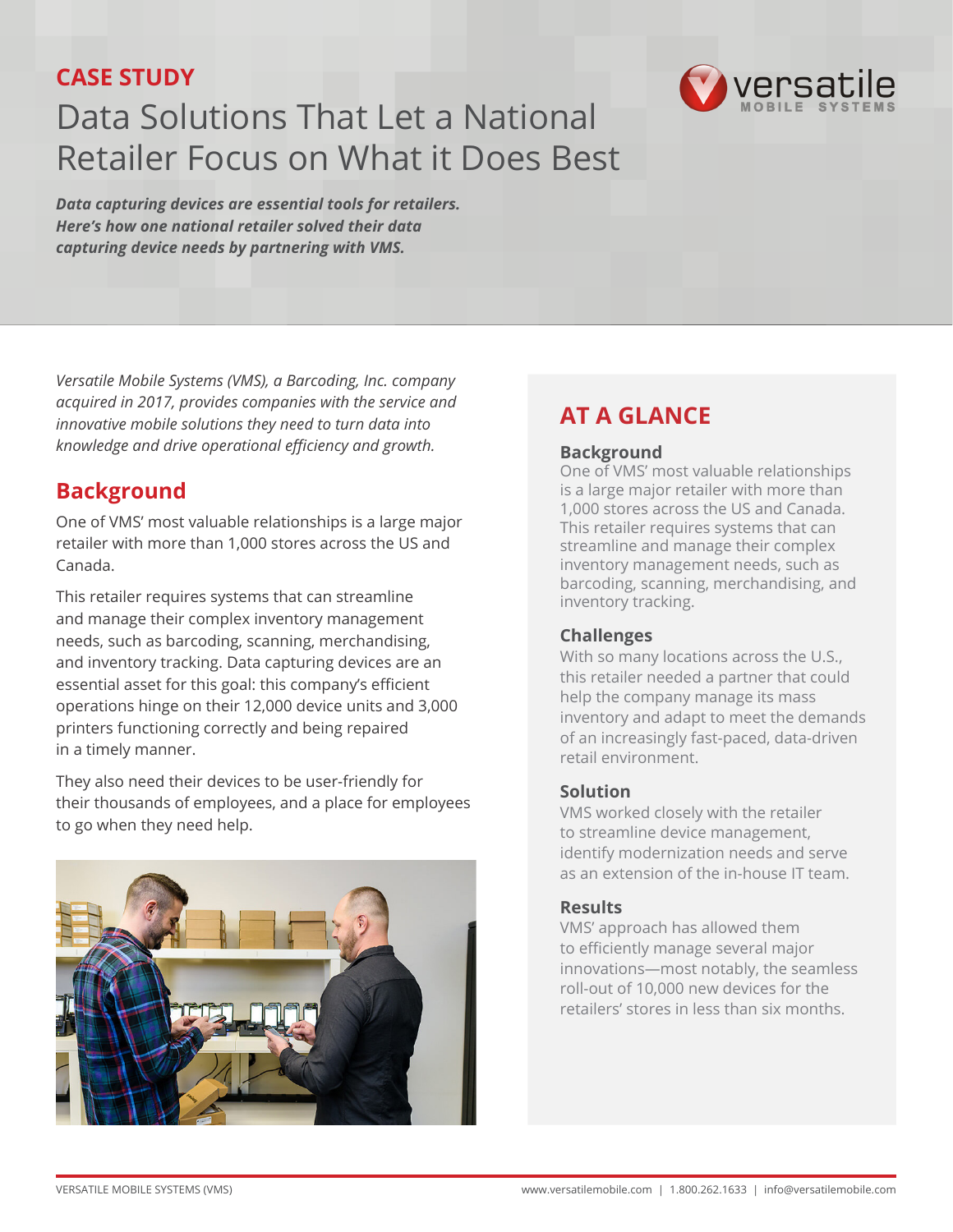CASE STUDY

# Data Solutions That Let a National Retailer Focus on What it Does Best

***Data capturing devices are essential tools for retailers. Here's how one national retailer solved their data capturing device needs by partnering with VMS.***

*Versatile Mobile Systems (VMS), a Barcoding, Inc. company acquired in 2017, provides companies with the service and innovative mobile solutions they need to turn data into knowledge and drive operational efficiency and growth.*

## Background

One of VMS' most valuable relationships is a large major retailer with more than 1,000 stores across the US and Canada.

This retailer requires systems that can streamline and manage their complex inventory management needs, such as barcoding, scanning, merchandising, and inventory tracking. Data capturing devices are an essential asset for this goal: this company's efficient operations hinge on their 12,000 device units and 3,000 printers functioning correctly and being repaired in a timely manner.

They also need their devices to be user-friendly for their thousands of employees, and a place for employees to go when they need help.

## AT A GLANCE

### Background

One of VMS' most valuable relationships is a large major retailer with more than 1,000 stores across the US and Canada. This retailer requires systems that can streamline and manage their complex inventory management needs, such as barcoding, scanning, merchandising, and inventory tracking.

### Challenges

With so many locations across the U.S., this retailer needed a partner that could help the company manage its mass inventory and adapt to meet the demands of an increasingly fast-paced, data-driven retail environment.

### Solution

VMS worked closely with the retailer to streamline device management, identify modernization needs and serve as an extension of the in-house IT team.

### Results

VMS' approach has allowed them to efficiently manage several major innovations—most notably, the seamless roll-out of 10,000 new devices for the retailers' stores in less than six months.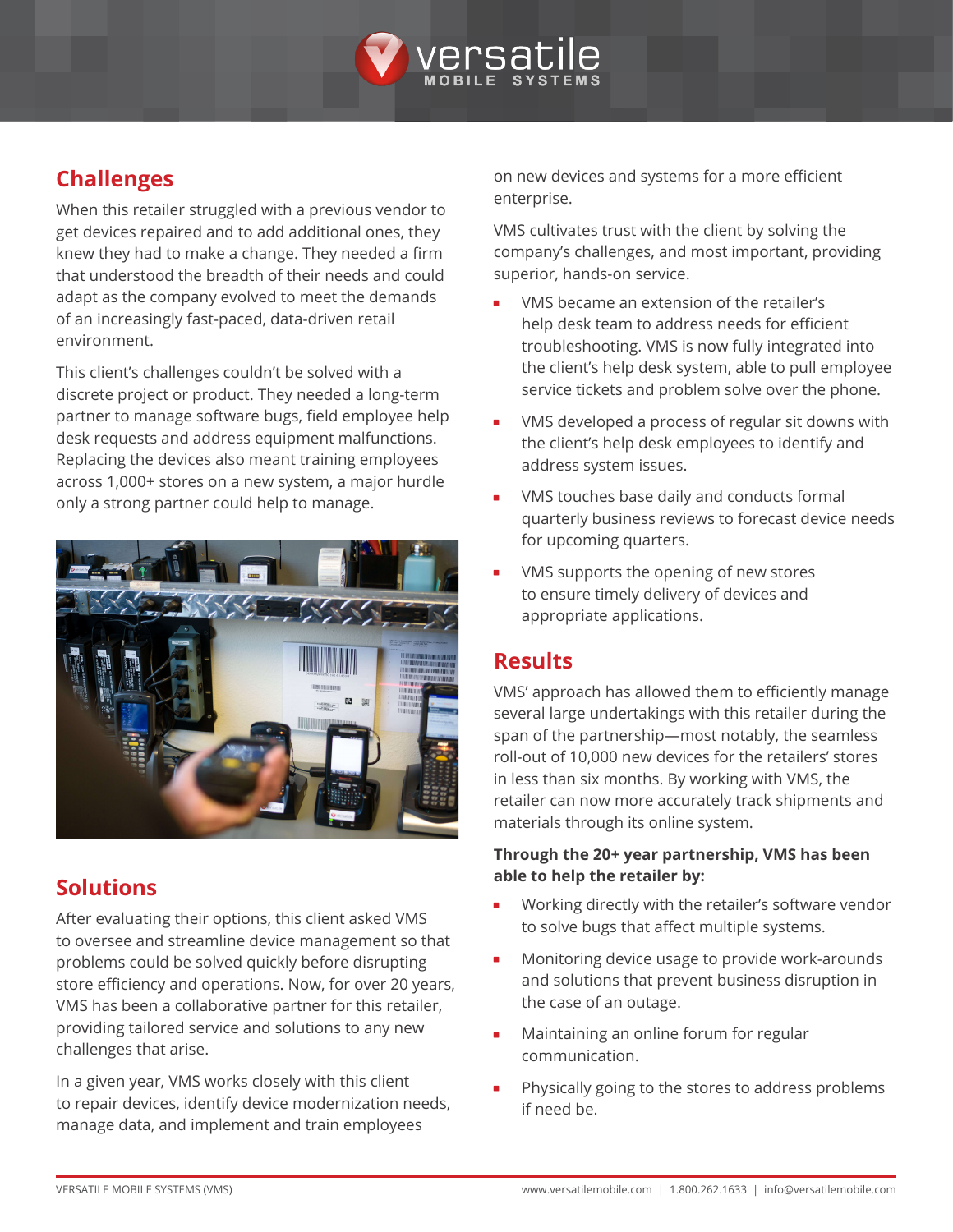## Challenges

When this retailer struggled with a previous vendor to get devices repaired and to add additional ones, they knew they had to make a change. They needed a firm that understood the breadth of their needs and could adapt as the company evolved to meet the demands of an increasingly fast-paced, data-driven retail environment.

This client's challenges couldn't be solved with a discrete project or product. They needed a long-term partner to manage software bugs, field employee help desk requests and address equipment malfunctions. Replacing the devices also meant training employees across 1,000+ stores on a new system, a major hurdle only a strong partner could help to manage.

## Solutions

After evaluating their options, this client asked VMS to oversee and streamline device management so that problems could be solved quickly before disrupting store efficiency and operations. Now, for over 20 years, VMS has been a collaborative partner for this retailer, providing tailored service and solutions to any new challenges that arise.

In a given year, VMS works closely with this client to repair devices, identify device modernization needs, manage data, and implement and train employees on new devices and systems for a more efficient enterprise.

VMS cultivates trust with the client by solving the company's challenges, and most important, providing superior, hands-on service.

- VMS became an extension of the retailer's help desk team to address needs for efficient troubleshooting. VMS is now fully integrated into the client's help desk system, able to pull employee service tickets and problem solve over the phone.
- VMS developed a process of regular sit downs with the client's help desk employees to identify and address system issues.
- VMS touches base daily and conducts formal quarterly business reviews to forecast device needs for upcoming quarters.
- VMS supports the opening of new stores to ensure timely delivery of devices and appropriate applications.

## Results

VMS' approach has allowed them to efficiently manage several large undertakings with this retailer during the span of the partnership—most notably, the seamless roll-out of 10,000 new devices for the retailers' stores in less than six months. By working with VMS, the retailer can now more accurately track shipments and materials through its online system.

**Through the 20+ year partnership, VMS has been able to help the retailer by:**

- Working directly with the retailer's software vendor to solve bugs that affect multiple systems.
- Monitoring device usage to provide work-arounds and solutions that prevent business disruption in the case of an outage.
- Maintaining an online forum for regular communication.
- Physically going to the stores to address problems if need be.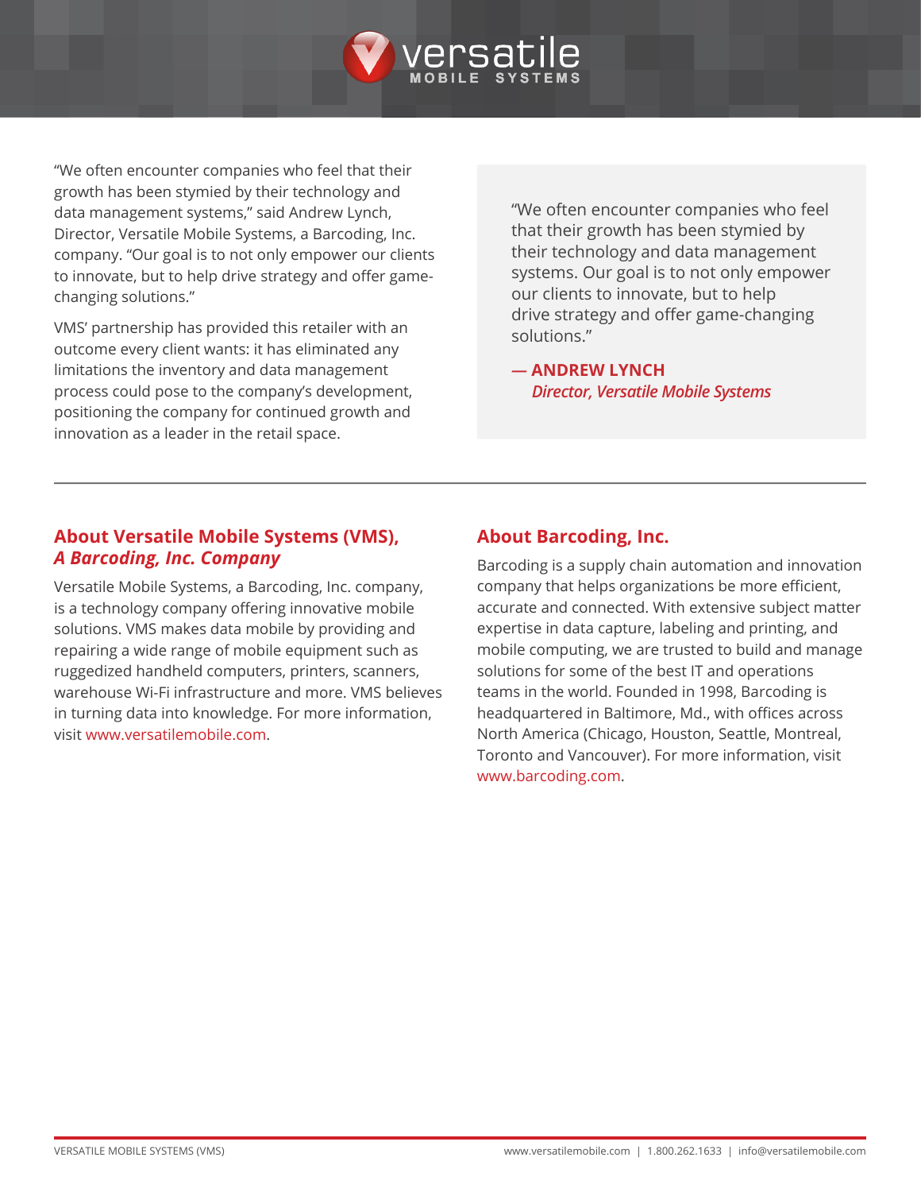"We often encounter companies who feel that their growth has been stymied by their technology and data management systems," said Andrew Lynch, Director, Versatile Mobile Systems, a Barcoding, Inc. company. "Our goal is to not only empower our clients to innovate, but to help drive strategy and offer game-changing solutions."

VMS' partnership has provided this retailer with an outcome every client wants: it has eliminated any limitations the inventory and data management process could pose to the company's development, positioning the company for continued growth and innovation as a leader in the retail space.

> "We often encounter companies who feel that their growth has been stymied by their technology and data management systems. Our goal is to not only empower our clients to innovate, but to help drive strategy and offer game-changing solutions."
>
> **— ANDREW LYNCH**
> *Director, Versatile Mobile Systems*

---

## About Versatile Mobile Systems (VMS), *A Barcoding, Inc. Company*

Versatile Mobile Systems, a Barcoding, Inc. company, is a technology company offering innovative mobile solutions. VMS makes data mobile by providing and repairing a wide range of mobile equipment such as ruggedized handheld computers, printers, scanners, warehouse Wi-Fi infrastructure and more. VMS believes in turning data into knowledge. For more information, visit www.versatilemobile.com.

## About Barcoding, Inc.

Barcoding is a supply chain automation and innovation company that helps organizations be more efficient, accurate and connected. With extensive subject matter expertise in data capture, labeling and printing, and mobile computing, we are trusted to build and manage solutions for some of the best IT and operations teams in the world. Founded in 1998, Barcoding is headquartered in Baltimore, Md., with offices across North America (Chicago, Houston, Seattle, Montreal, Toronto and Vancouver). For more information, visit www.barcoding.com.